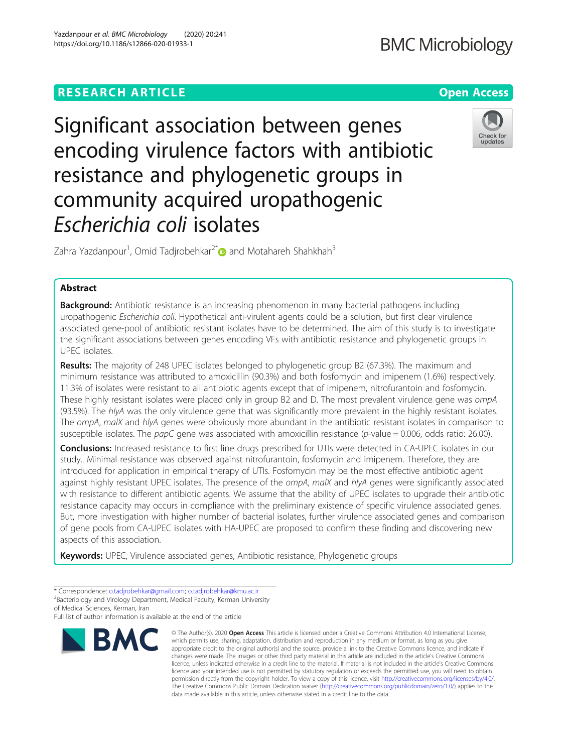RESEARCH ARTICLE

Open Access

# Significant association between genes encoding virulence factors with antibiotic resistance and phylogenetic groups in community acquired uropathogenic *Escherichia coli* isolates

Zahra Yazdanpour[1], Omid Tadjrobehkar[2*] and Motahareh Shahkhah[3]

## Abstract

**Background:** Antibiotic resistance is an increasing phenomenon in many bacterial pathogens including uropathogenic *Escherichia coli*. Hypothetical anti-virulent agents could be a solution, but first clear virulence associated gene-pool of antibiotic resistant isolates have to be determined. The aim of this study is to investigate the significant associations between genes encoding VFs with antibiotic resistance and phylogenetic groups in UPEC isolates.

**Results:** The majority of 248 UPEC isolates belonged to phylogenetic group B2 (67.3%). The maximum and minimum resistance was attributed to amoxicillin (90.3%) and both fosfomycin and imipenem (1.6%) respectively. 11.3% of isolates were resistant to all antibiotic agents except that of imipenem, nitrofurantoin and fosfomycin. These highly resistant isolates were placed only in group B2 and D. The most prevalent virulence gene was *ompA* (93.5%). The *hlyA* was the only virulence gene that was significantly more prevalent in the highly resistant isolates. The *ompA*, *malX* and *hlyA* genes were obviously more abundant in the antibiotic resistant isolates in comparison to susceptible isolates. The *papC* gene was associated with amoxicillin resistance (*p*-value = 0.006, odds ratio: 26.00).

**Conclusions:** Increased resistance to first line drugs prescribed for UTIs were detected in CA-UPEC isolates in our study.. Minimal resistance was observed against nitrofurantoin, fosfomycin and imipenem. Therefore, they are introduced for application in empirical therapy of UTIs. Fosfomycin may be the most effective antibiotic agent against highly resistant UPEC isolates. The presence of the *ompA*, *malX* and *hlyA* genes were significantly associated with resistance to different antibiotic agents. We assume that the ability of UPEC isolates to upgrade their antibiotic resistance capacity may occurs in compliance with the preliminary existence of specific virulence associated genes. But, more investigation with higher number of bacterial isolates, further virulence associated genes and comparison of gene pools from CA-UPEC isolates with HA-UPEC are proposed to confirm these finding and discovering new aspects of this association.

**Keywords:** UPEC, Virulence associated genes, Antibiotic resistance, Phylogenetic groups

\* Correspondence: o.tadjrobehkar@gmail.com; o.tadjrobehkar@kmu.ac.ir
[2]Bacteriology and Virology Department, Medical Faculty, Kerman University of Medical Sciences, Kerman, Iran
Full list of author information is available at the end of the article

© The Author(s). 2020 **Open Access** This article is licensed under a Creative Commons Attribution 4.0 International License, which permits use, sharing, adaptation, distribution and reproduction in any medium or format, as long as you give appropriate credit to the original author(s) and the source, provide a link to the Creative Commons licence, and indicate if changes were made. The images or other third party material in this article are included in the article's Creative Commons licence, unless indicated otherwise in a credit line to the material. If material is not included in the article's Creative Commons licence and your intended use is not permitted by statutory regulation or exceeds the permitted use, you will need to obtain permission directly from the copyright holder. To view a copy of this licence, visit http://creativecommons.org/licenses/by/4.0/. The Creative Commons Public Domain Dedication waiver (http://creativecommons.org/publicdomain/zero/1.0/) applies to the data made available in this article, unless otherwise stated in a credit line to the data.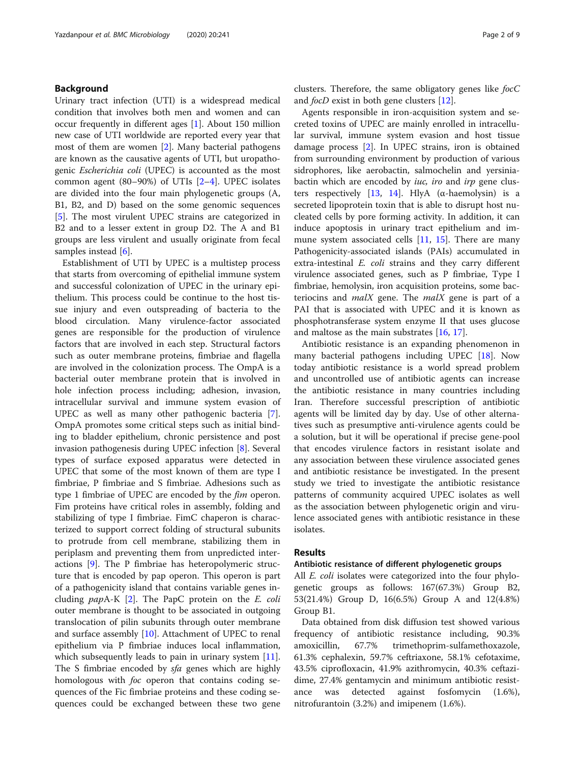## Background

Urinary tract infection (UTI) is a widespread medical condition that involves both men and women and can occur frequently in different ages [1]. About 150 million new case of UTI worldwide are reported every year that most of them are women [2]. Many bacterial pathogens are known as the causative agents of UTI, but uropathogenic *Escherichia coli* (UPEC) is accounted as the most common agent (80–90%) of UTIs [2–4]. UPEC isolates are divided into the four main phylogenetic groups (A, B1, B2, and D) based on the some genomic sequences [5]. The most virulent UPEC strains are categorized in B2 and to a lesser extent in group D2. The A and B1 groups are less virulent and usually originate from fecal samples instead [6].

Establishment of UTI by UPEC is a multistep process that starts from overcoming of epithelial immune system and successful colonization of UPEC in the urinary epithelium. This process could be continue to the host tissue injury and even outspreading of bacteria to the blood circulation. Many virulence-factor associated genes are responsible for the production of virulence factors that are involved in each step. Structural factors such as outer membrane proteins, fimbriae and flagella are involved in the colonization process. The OmpA is a bacterial outer membrane protein that is involved in hole infection process including; adhesion, invasion, intracellular survival and immune system evasion of UPEC as well as many other pathogenic bacteria [7]. OmpA promotes some critical steps such as initial binding to bladder epithelium, chronic persistence and post invasion pathogenesis during UPEC infection [8]. Several types of surface exposed apparatus were detected in UPEC that some of the most known of them are type I fimbriae, P fimbriae and S fimbriae. Adhesions such as type 1 fimbriae of UPEC are encoded by the *fim* operon. Fim proteins have critical roles in assembly, folding and stabilizing of type I fimbriae. FimC chaperon is characterized to support correct folding of structural subunits to protrude from cell membrane, stabilizing them in periplasm and preventing them from unpredicted interactions [9]. The P fimbriae has heteropolymeric structure that is encoded by pap operon. This operon is part of a pathogenicity island that contains variable genes including *pap*A-K [2]. The PapC protein on the *E. coli* outer membrane is thought to be associated in outgoing translocation of pilin subunits through outer membrane and surface assembly [10]. Attachment of UPEC to renal epithelium via P fimbriae induces local inflammation, which subsequently leads to pain in urinary system [11]. The S fimbriae encoded by *sfa* genes which are highly homologous with *foc* operon that contains coding sequences of the Fic fimbriae proteins and these coding sequences could be exchanged between these two gene clusters. Therefore, the same obligatory genes like *focC* and *focD* exist in both gene clusters [12].

Agents responsible in iron-acquisition system and secreted toxins of UPEC are mainly enrolled in intracellular survival, immune system evasion and host tissue damage process [2]. In UPEC strains, iron is obtained from surrounding environment by production of various sidrophores, like aerobactin, salmochelin and yersiniabactin which are encoded by *iuc, iro* and *irp* gene clusters respectively [13, 14]. HlyA (α-haemolysin) is a secreted lipoprotein toxin that is able to disrupt host nucleated cells by pore forming activity. In addition, it can induce apoptosis in urinary tract epithelium and immune system associated cells [11, 15]. There are many Pathogenicity-associated islands (PAIs) accumulated in extra-intestinal *E. coli* strains and they carry different virulence associated genes, such as P fimbriae, Type I fimbriae, hemolysin, iron acquisition proteins, some bacteriocins and *malX* gene. The *malX* gene is part of a PAI that is associated with UPEC and it is known as phosphotransferase system enzyme II that uses glucose and maltose as the main substrates [16, 17].

Antibiotic resistance is an expanding phenomenon in many bacterial pathogens including UPEC [18]. Now today antibiotic resistance is a world spread problem and uncontrolled use of antibiotic agents can increase the antibiotic resistance in many countries including Iran. Therefore successful prescription of antibiotic agents will be limited day by day. Use of other alternatives such as presumptive anti-virulence agents could be a solution, but it will be operational if precise gene-pool that encodes virulence factors in resistant isolate and any association between these virulence associated genes and antibiotic resistance be investigated. In the present study we tried to investigate the antibiotic resistance patterns of community acquired UPEC isolates as well as the association between phylogenetic origin and virulence associated genes with antibiotic resistance in these isolates.

## Results

### Antibiotic resistance of different phylogenetic groups

All *E. coli* isolates were categorized into the four phylogenetic groups as follows: 167(67.3%) Group B2, 53(21.4%) Group D, 16(6.5%) Group A and 12(4.8%) Group B1.

Data obtained from disk diffusion test showed various frequency of antibiotic resistance including, 90.3% amoxicillin, 67.7% trimethoprim-sulfamethoxazole, 61.3% cephalexin, 59.7% ceftriaxone, 58.1% cefotaxime, 43.5% ciprofloxacin, 41.9% azithromycin, 40.3% ceftazidime, 27.4% gentamycin and minimum antibiotic resistance was detected against fosfomycin (1.6%), nitrofurantoin (3.2%) and imipenem (1.6%).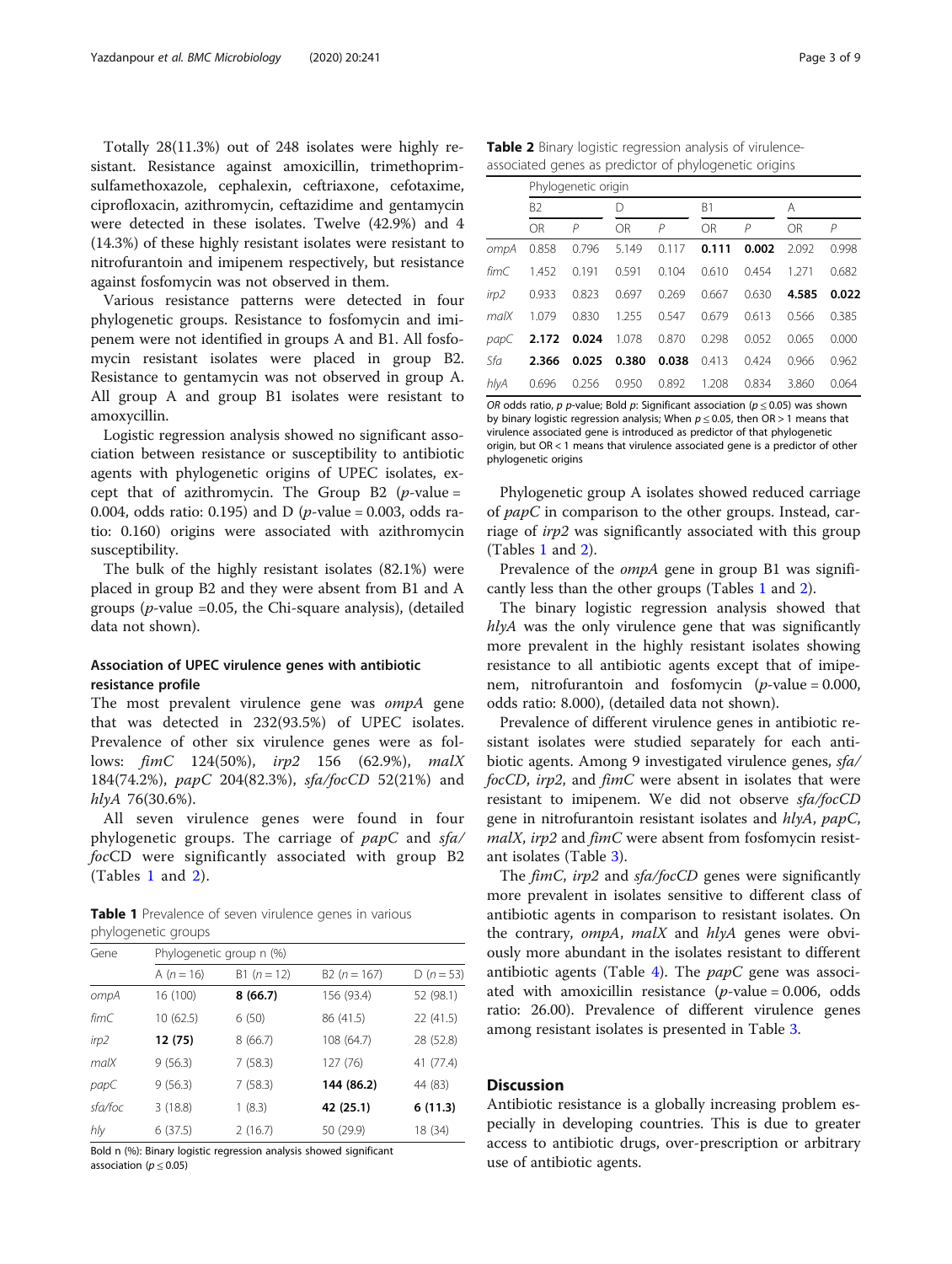Totally 28(11.3%) out of 248 isolates were highly resistant. Resistance against amoxicillin, trimethoprim-sulfamethoxazole, cephalexin, ceftriaxone, cefotaxime, ciprofloxacin, azithromycin, ceftazidime and gentamycin were detected in these isolates. Twelve (42.9%) and 4 (14.3%) of these highly resistant isolates were resistant to nitrofurantoin and imipenem respectively, but resistance against fosfomycin was not observed in them.

Various resistance patterns were detected in four phylogenetic groups. Resistance to fosfomycin and imipenem were not identified in groups A and B1. All fosfomycin resistant isolates were placed in group B2. Resistance to gentamycin was not observed in group A. All group A and group B1 isolates were resistant to amoxycillin.

Logistic regression analysis showed no significant association between resistance or susceptibility to antibiotic agents with phylogenetic origins of UPEC isolates, except that of azithromycin. The Group B2 (*p*-value = 0.004, odds ratio: 0.195) and D (*p*-value = 0.003, odds ratio: 0.160) origins were associated with azithromycin susceptibility.

The bulk of the highly resistant isolates (82.1%) were placed in group B2 and they were absent from B1 and A groups (*p*-value =0.05, the Chi-square analysis), (detailed data not shown).

### Association of UPEC virulence genes with antibiotic resistance profile

The most prevalent virulence gene was *ompA* gene that was detected in 232(93.5%) of UPEC isolates. Prevalence of other six virulence genes were as follows: *fimC* 124(50%), *irp2* 156 (62.9%), *malX* 184(74.2%), *papC* 204(82.3%), *sfa/focCD* 52(21%) and *hlyA* 76(30.6%).

All seven virulence genes were found in four phylogenetic groups. The carriage of *papC* and *sfa/foc*CD were significantly associated with group B2 (Tables 1 and 2).

**Table 1** Prevalence of seven virulence genes in various phylogenetic groups

| Gene | Phylogenetic group n (%) | | | |
|---|---|---|---|---|
| | A (*n* = 16) | B1 (*n* = 12) | B2 (*n* = 167) | D (*n* = 53) |
| *ompA* | 16 (100) | **8 (66.7)** | 156 (93.4) | 52 (98.1) |
| *fimC* | 10 (62.5) | 6 (50) | 86 (41.5) | 22 (41.5) |
| *irp2* | **12 (75)** | 8 (66.7) | 108 (64.7) | 28 (52.8) |
| *malX* | 9 (56.3) | 7 (58.3) | 127 (76) | 41 (77.4) |
| *papC* | 9 (56.3) | 7 (58.3) | **144 (86.2)** | 44 (83) |
| *sfa/foc* | 3 (18.8) | 1 (8.3) | **42 (25.1)** | 6 (11.3) |
| *hly* | 6 (37.5) | 2 (16.7) | 50 (29.9) | 18 (34) |

Bold n (%): Binary logistic regression analysis showed significant association ($p \leq 0.05$)

**Table 2** Binary logistic regression analysis of virulence-associated genes as predictor of phylogenetic origins

| | Phylogenetic origin | | | | | | | |
|---|---|---|---|---|---|---|---|---|
| | B2 | | D | | B1 | | A | |
| | OR | *P* | OR | *P* | OR | *P* | OR | *P* |
| *ompA* | 0.858 | 0.796 | 5.149 | 0.117 | **0.111** | **0.002** | 2.092 | 0.998 |
| *fimC* | 1.452 | 0.191 | 0.591 | 0.104 | 0.610 | 0.454 | 1.271 | 0.682 |
| *irp2* | 0.933 | 0.823 | 0.697 | 0.269 | 0.667 | 0.630 | **4.585** | **0.022** |
| *malX* | 1.079 | 0.830 | 1.255 | 0.547 | 0.679 | 0.613 | 0.566 | 0.385 |
| *papC* | **2.172** | **0.024** | 1.078 | 0.870 | 0.298 | 0.052 | 0.065 | 0.000 |
| *Sfa* | **2.366** | **0.025** | **0.380** | **0.038** | 0.413 | 0.424 | 0.966 | 0.962 |
| *hlyA* | 0.696 | 0.256 | 0.950 | 0.892 | 1.208 | 0.834 | 3.860 | 0.064 |

*OR* odds ratio, *p p*-value; Bold *p*: Significant association ($p \leq 0.05$) was shown by binary logistic regression analysis; When $p \leq 0.05$, then OR > 1 means that virulence associated gene is introduced as predictor of that phylogenetic origin, but OR < 1 means that virulence associated gene is a predictor of other phylogenetic origins

Phylogenetic group A isolates showed reduced carriage of *papC* in comparison to the other groups. Instead, carriage of *irp2* was significantly associated with this group (Tables 1 and 2).

Prevalence of the *ompA* gene in group B1 was significantly less than the other groups (Tables 1 and 2).

The binary logistic regression analysis showed that *hlyA* was the only virulence gene that was significantly more prevalent in the highly resistant isolates showing resistance to all antibiotic agents except that of imipenem, nitrofurantoin and fosfomycin (*p*-value = 0.000, odds ratio: 8.000), (detailed data not shown).

Prevalence of different virulence genes in antibiotic resistant isolates were studied separately for each antibiotic agents. Among 9 investigated virulence genes, *sfa/focCD*, *irp2*, and *fimC* were absent in isolates that were resistant to imipenem. We did not observe *sfa/focCD* gene in nitrofurantoin resistant isolates and *hlyA*, *papC*, *malX*, *irp2* and *fimC* were absent from fosfomycin resistant isolates (Table 3).

The *fimC*, *irp2* and *sfa/focCD* genes were significantly more prevalent in isolates sensitive to different class of antibiotic agents in comparison to resistant isolates. On the contrary, *ompA*, *malX* and *hlyA* genes were obviously more abundant in the isolates resistant to different antibiotic agents (Table 4). The *papC* gene was associated with amoxicillin resistance (*p*-value = 0.006, odds ratio: 26.00). Prevalence of different virulence genes among resistant isolates is presented in Table 3.

## Discussion

Antibiotic resistance is a globally increasing problem especially in developing countries. This is due to greater access to antibiotic drugs, over-prescription or arbitrary use of antibiotic agents.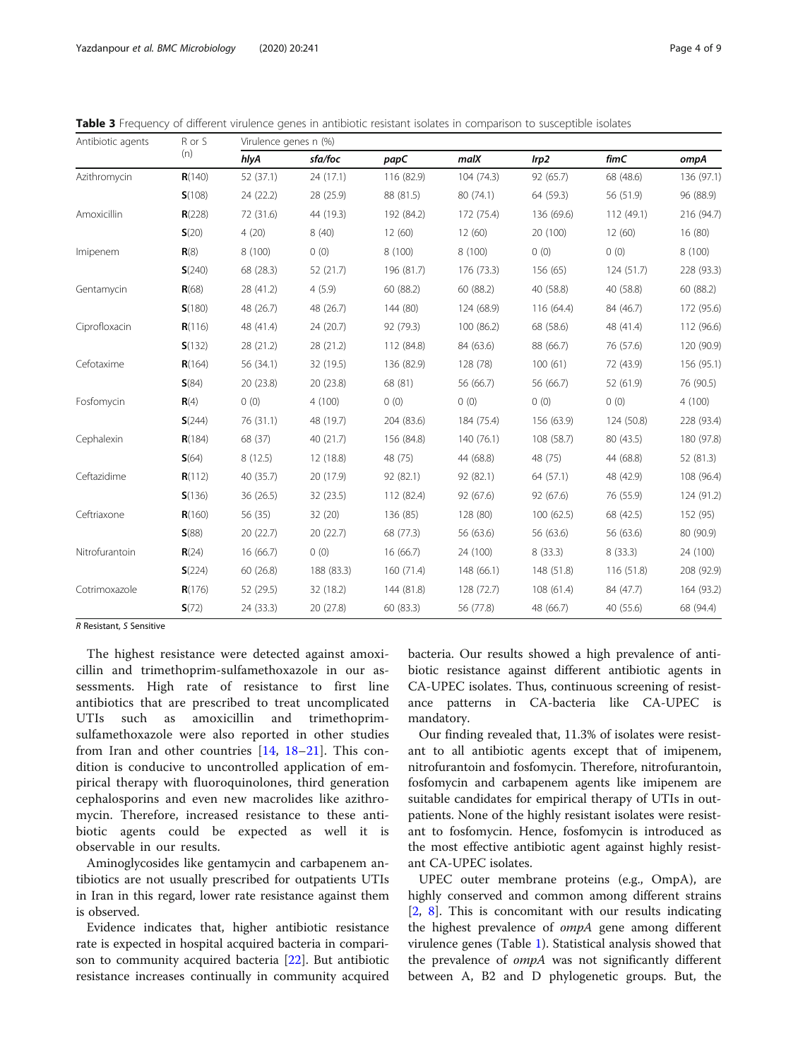**Table 3** Frequency of different virulence genes in antibiotic resistant isolates in comparison to susceptible isolates

| Antibiotic agents | R or S (n) | Virulence genes n (%) | | | | | | |
|---|---|---|---|---|---|---|---|---|
| | | *hlyA* | *sfa/foc* | *papC* | *malX* | *Irp2* | *fimC* | *ompA* |
| Azithromycin | **R**(140) | 52 (37.1) | 24 (17.1) | 116 (82.9) | 104 (74.3) | 92 (65.7) | 68 (48.6) | 136 (97.1) |
| | **S**(108) | 24 (22.2) | 28 (25.9) | 88 (81.5) | 80 (74.1) | 64 (59.3) | 56 (51.9) | 96 (88.9) |
| Amoxicillin | **R**(228) | 72 (31.6) | 44 (19.3) | 192 (84.2) | 172 (75.4) | 136 (69.6) | 112 (49.1) | 216 (94.7) |
| | **S**(20) | 4 (20) | 8 (40) | 12 (60) | 12 (60) | 20 (100) | 12 (60) | 16 (80) |
| Imipenem | **R**(8) | 8 (100) | 0 (0) | 8 (100) | 8 (100) | 0 (0) | 0 (0) | 8 (100) |
| | **S**(240) | 68 (28.3) | 52 (21.7) | 196 (81.7) | 176 (73.3) | 156 (65) | 124 (51.7) | 228 (93.3) |
| Gentamycin | **R**(68) | 28 (41.2) | 4 (5.9) | 60 (88.2) | 60 (88.2) | 40 (58.8) | 40 (58.8) | 60 (88.2) |
| | **S**(180) | 48 (26.7) | 48 (26.7) | 144 (80) | 124 (68.9) | 116 (64.4) | 84 (46.7) | 172 (95.6) |
| Ciprofloxacin | **R**(116) | 48 (41.4) | 24 (20.7) | 92 (79.3) | 100 (86.2) | 68 (58.6) | 48 (41.4) | 112 (96.6) |
| | **S**(132) | 28 (21.2) | 28 (21.2) | 112 (84.8) | 84 (63.6) | 88 (66.7) | 76 (57.6) | 120 (90.9) |
| Cefotaxime | **R**(164) | 56 (34.1) | 32 (19.5) | 136 (82.9) | 128 (78) | 100 (61) | 72 (43.9) | 156 (95.1) |
| | **S**(84) | 20 (23.8) | 20 (23.8) | 68 (81) | 56 (66.7) | 56 (66.7) | 52 (61.9) | 76 (90.5) |
| Fosfomycin | **R**(4) | 0 (0) | 4 (100) | 0 (0) | 0 (0) | 0 (0) | 0 (0) | 4 (100) |
| | **S**(244) | 76 (31.1) | 48 (19.7) | 204 (83.6) | 184 (75.4) | 156 (63.9) | 124 (50.8) | 228 (93.4) |
| Cephalexin | **R**(184) | 68 (37) | 40 (21.7) | 156 (84.8) | 140 (76.1) | 108 (58.7) | 80 (43.5) | 180 (97.8) |
| | **S**(64) | 8 (12.5) | 12 (18.8) | 48 (75) | 44 (68.8) | 48 (75) | 44 (68.8) | 52 (81.3) |
| Ceftazidime | **R**(112) | 40 (35.7) | 20 (17.9) | 92 (82.1) | 92 (82.1) | 64 (57.1) | 48 (42.9) | 108 (96.4) |
| | **S**(136) | 36 (26.5) | 32 (23.5) | 112 (82.4) | 92 (67.6) | 92 (67.6) | 76 (55.9) | 124 (91.2) |
| Ceftriaxone | **R**(160) | 56 (35) | 32 (20) | 136 (85) | 128 (80) | 100 (62.5) | 68 (42.5) | 152 (95) |
| | **S**(88) | 20 (22.7) | 20 (22.7) | 68 (77.3) | 56 (63.6) | 56 (63.6) | 56 (63.6) | 80 (90.9) |
| Nitrofurantoin | **R**(24) | 16 (66.7) | 0 (0) | 16 (66.7) | 24 (100) | 8 (33.3) | 8 (33.3) | 24 (100) |
| | **S**(224) | 60 (26.8) | 188 (83.3) | 160 (71.4) | 148 (66.1) | 148 (51.8) | 116 (51.8) | 208 (92.9) |
| Cotrimoxazole | **R**(176) | 52 (29.5) | 32 (18.2) | 144 (81.8) | 128 (72.7) | 108 (61.4) | 84 (47.7) | 164 (93.2) |
| | **S**(72) | 24 (33.3) | 20 (27.8) | 60 (83.3) | 56 (77.8) | 48 (66.7) | 40 (55.6) | 68 (94.4) |

*R* Resistant, *S* Sensitive

The highest resistance were detected against amoxicillin and trimethoprim-sulfamethoxazole in our assessments. High rate of resistance to first line antibiotics that are prescribed to treat uncomplicated UTIs such as amoxicillin and trimethoprim-sulfamethoxazole were also reported in other studies from Iran and other countries [14, 18–21]. This condition is conducive to uncontrolled application of empirical therapy with fluoroquinolones, third generation cephalosporins and even new macrolides like azithromycin. Therefore, increased resistance to these antibiotic agents could be expected as well it is observable in our results.

Aminoglycosides like gentamycin and carbapenem antibiotics are not usually prescribed for outpatients UTIs in Iran in this regard, lower rate resistance against them is observed.

Evidence indicates that, higher antibiotic resistance rate is expected in hospital acquired bacteria in comparison to community acquired bacteria [22]. But antibiotic resistance increases continually in community acquired bacteria. Our results showed a high prevalence of antibiotic resistance against different antibiotic agents in CA-UPEC isolates. Thus, continuous screening of resistance patterns in CA-bacteria like CA-UPEC is mandatory.

Our finding revealed that, 11.3% of isolates were resistant to all antibiotic agents except that of imipenem, nitrofurantoin and fosfomycin. Therefore, nitrofurantoin, fosfomycin and carbapenem agents like imipenem are suitable candidates for empirical therapy of UTIs in outpatients. None of the highly resistant isolates were resistant to fosfomycin. Hence, fosfomycin is introduced as the most effective antibiotic agent against highly resistant CA-UPEC isolates.

UPEC outer membrane proteins (e.g., OmpA), are highly conserved and common among different strains [2, 8]. This is concomitant with our results indicating the highest prevalence of *ompA* gene among different virulence genes (Table 1). Statistical analysis showed that the prevalence of *ompA* was not significantly different between A, B2 and D phylogenetic groups. But, the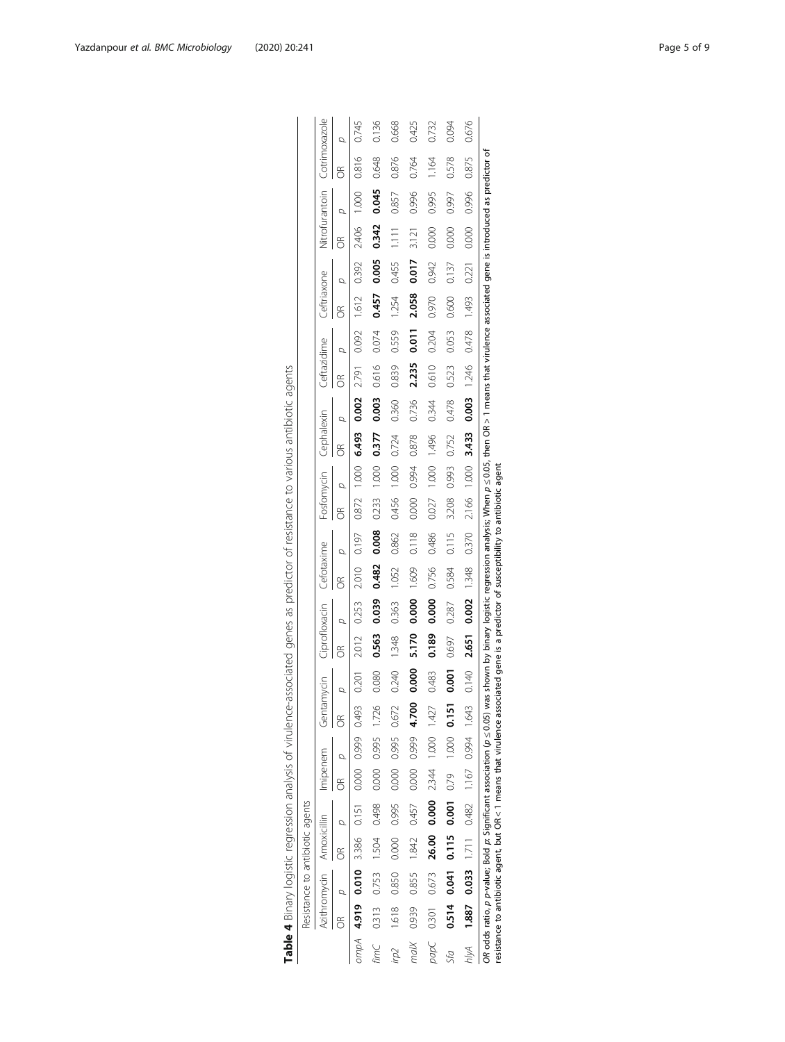**Table 4** Binary logistic regression analysis of virulence-associated genes as predictor of resistance to various antibiotic agents

| | Resistance to antibiotic agents | | | | | | | | | | | | | | | | | | | | | | | | | |
|---|---|---|---|---|---|---|---|---|---|---|---|---|---|---|---|---|---|---|---|---|---|---|---|---|---|---|
| | Azithromycin | | Amoxicillin | | Imipenem | | Gentamycin | | Ciprofloxacin | | Cefotaxime | | Fosfomycin | | Cephalexin | | Ceftazidime | | Ceftriaxone | | Nitrofurantoin | | Cotrimoxazole | |
| | OR | *p* | OR | *p* | OR | *p* | OR | *p* | OR | *p* | OR | *p* | OR | *p* | OR | *p* | OR | *p* | OR | *p* | OR | *p* | OR | *p* |
| *ompA* | **4.919** | **0.010** | 3.386 | 0.151 | 0.000 | 0.999 | 0.493 | 0.201 | 2.012 | 0.253 | 2.010 | 0.197 | 0.872 | 1.000 | **6.493** | **0.002** | 2.791 | 0.092 | 1.612 | 0.392 | 2.406 | 1.000 | 0.816 | 0.745 |
| *fimC* | 0.313 | 0.753 | 1.504 | 0.498 | 0.000 | 0.995 | 1.726 | 0.080 | **0.563** | **0.039** | **0.482** | **0.008** | 0.233 | 1.000 | **0.377** | **0.003** | 0.616 | 0.074 | **0.457** | **0.005** | **0.342** | **0.045** | 0.648 | 0.136 |
| *irp2* | 1.618 | 0.850 | 0.000 | 0.995 | 0.000 | 0.995 | 0.672 | 0.240 | 1.348 | 0.363 | 1.052 | 0.862 | 0.456 | 1.000 | 0.724 | 0.360 | 0.839 | 0.559 | 1.254 | 0.455 | 1.111 | 0.857 | 0.876 | 0.668 |
| *malX* | 0.939 | 0.855 | 1.842 | 0.457 | 0.000 | 0.999 | **4.700** | **0.000** | **5.170** | **0.000** | 1.609 | 0.118 | 0.000 | 0.994 | 0.878 | 0.736 | **2.235** | **0.011** | **2.058** | **0.017** | 3.121 | 0.996 | 0.764 | 0.425 |
| *papC* | 0.301 | 0.673 | **26.00** | **0.000** | 2.344 | 1.000 | 1.427 | 0.483 | **0.189** | **0.000** | 0.756 | 0.486 | 0.027 | 1.000 | 1.496 | 0.344 | 0.610 | 0.204 | 0.970 | 0.942 | 0.000 | 0.995 | 1.164 | 0.732 |
| *Sfa* | **0.514** | **0.041** | **0.115** | **0.001** | 0.79 | 1.000 | **0.151** | **0.001** | 0.697 | 0.287 | 0.584 | 0.115 | 3.208 | 0.993 | 0.752 | 0.478 | 0.523 | 0.053 | 0.600 | 0.137 | 0.000 | 0.997 | 0.578 | 0.094 |
| *hlyA* | **1.887** | **0.033** | 1.711 | 0.482 | 1.167 | 0.994 | 1.643 | 0.140 | **2.651** | **0.002** | 1.348 | 0.370 | 2.166 | 1.000 | **3.433** | **0.003** | 1.246 | 0.478 | 1.493 | 0.221 | 0.000 | 0.996 | 0.875 | 0.676 |

*OR* odds ratio, *p p*-value; Bold *p*: Significant association ($p \leq 0.05$) was shown by binary logistic regression analysis; When $p \leq 0.05$, then OR > 1 means that virulence associated gene is introduced as predictor of resistance to antibiotic agent, but OR < 1 means that virulence associated gene is a predictor of susceptibility to antibiotic agent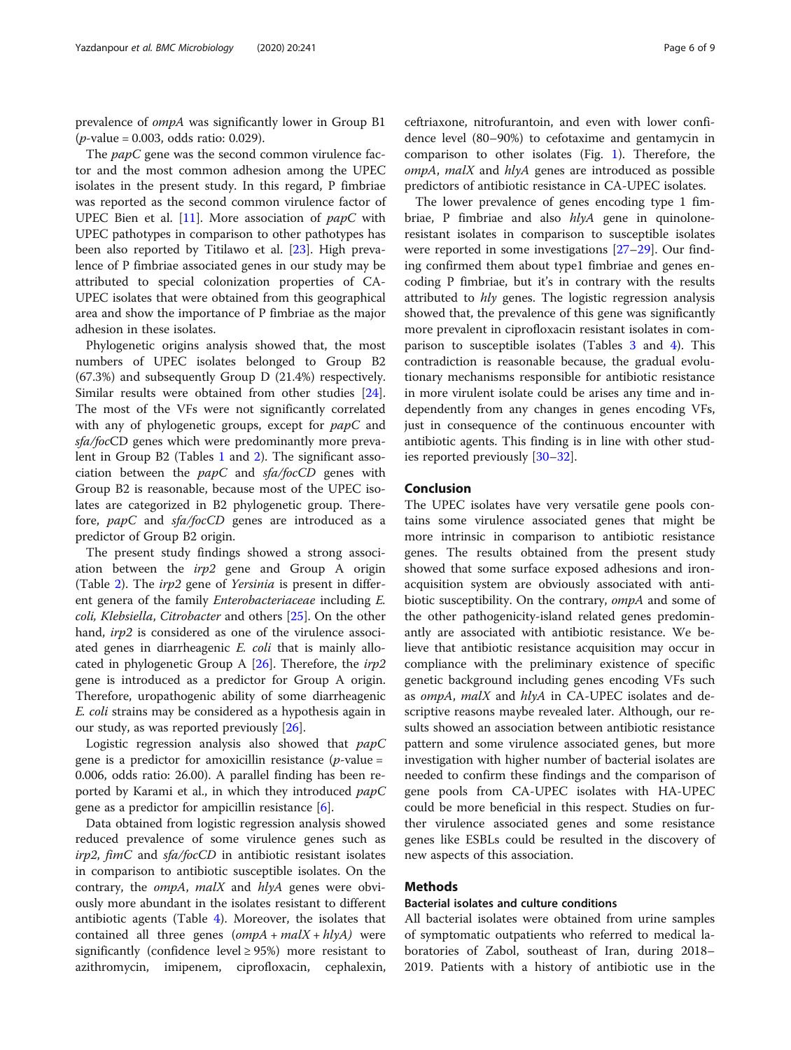prevalence of *ompA* was significantly lower in Group B1 (*p*-value = 0.003, odds ratio: 0.029).

The *papC* gene was the second common virulence factor and the most common adhesion among the UPEC isolates in the present study. In this regard, P fimbriae was reported as the second common virulence factor of UPEC Bien et al. [11]. More association of *papC* with UPEC pathotypes in comparison to other pathotypes has been also reported by Titilawo et al. [23]. High prevalence of P fimbriae associated genes in our study may be attributed to special colonization properties of CA-UPEC isolates that were obtained from this geographical area and show the importance of P fimbriae as the major adhesion in these isolates.

Phylogenetic origins analysis showed that, the most numbers of UPEC isolates belonged to Group B2 (67.3%) and subsequently Group D (21.4%) respectively. Similar results were obtained from other studies [24]. The most of the VFs were not significantly correlated with any of phylogenetic groups, except for *papC* and *sfa/foc*CD genes which were predominantly more prevalent in Group B2 (Tables 1 and 2). The significant association between the *papC* and *sfa/focCD* genes with Group B2 is reasonable, because most of the UPEC isolates are categorized in B2 phylogenetic group. Therefore, *papC* and *sfa/focCD* genes are introduced as a predictor of Group B2 origin.

The present study findings showed a strong association between the *irp2* gene and Group A origin (Table 2). The *irp2* gene of *Yersinia* is present in different genera of the family *Enterobacteriaceae* including *E. coli, Klebsiella*, *Citrobacter* and others [25]. On the other hand, *irp2* is considered as one of the virulence associated genes in diarrheagenic *E. coli* that is mainly allocated in phylogenetic Group A [26]. Therefore, the *irp2* gene is introduced as a predictor for Group A origin. Therefore, uropathogenic ability of some diarrheagenic *E. coli* strains may be considered as a hypothesis again in our study, as was reported previously [26].

Logistic regression analysis also showed that *papC* gene is a predictor for amoxicillin resistance (*p*-value = 0.006, odds ratio: 26.00). A parallel finding has been reported by Karami et al., in which they introduced *papC* gene as a predictor for ampicillin resistance [6].

Data obtained from logistic regression analysis showed reduced prevalence of some virulence genes such as *irp2*, *fimC* and *sfa/focCD* in antibiotic resistant isolates in comparison to antibiotic susceptible isolates. On the contrary, the *ompA*, *malX* and *hlyA* genes were obviously more abundant in the isolates resistant to different antibiotic agents (Table 4). Moreover, the isolates that contained all three genes (*ompA* + *malX* + *hlyA*) were significantly (confidence level ≥ 95%) more resistant to azithromycin, imipenem, ciprofloxacin, cephalexin, ceftriaxone, nitrofurantoin, and even with lower confidence level (80–90%) to cefotaxime and gentamycin in comparison to other isolates (Fig. 1). Therefore, the *ompA*, *malX* and *hlyA* genes are introduced as possible predictors of antibiotic resistance in CA-UPEC isolates.

The lower prevalence of genes encoding type 1 fimbriae, P fimbriae and also *hlyA* gene in quinolone-resistant isolates in comparison to susceptible isolates were reported in some investigations [27–29]. Our finding confirmed them about type1 fimbriae and genes encoding P fimbriae, but it's in contrary with the results attributed to *hly* genes. The logistic regression analysis showed that, the prevalence of this gene was significantly more prevalent in ciprofloxacin resistant isolates in comparison to susceptible isolates (Tables 3 and 4). This contradiction is reasonable because, the gradual evolutionary mechanisms responsible for antibiotic resistance in more virulent isolate could be arises any time and independently from any changes in genes encoding VFs, just in consequence of the continuous encounter with antibiotic agents. This finding is in line with other studies reported previously [30–32].

## Conclusion

The UPEC isolates have very versatile gene pools contains some virulence associated genes that might be more intrinsic in comparison to antibiotic resistance genes. The results obtained from the present study showed that some surface exposed adhesions and iron-acquisition system are obviously associated with antibiotic susceptibility. On the contrary, *ompA* and some of the other pathogenicity-island related genes predominantly are associated with antibiotic resistance. We believe that antibiotic resistance acquisition may occur in compliance with the preliminary existence of specific genetic background including genes encoding VFs such as *ompA*, *malX* and *hlyA* in CA-UPEC isolates and descriptive reasons maybe revealed later. Although, our results showed an association between antibiotic resistance pattern and some virulence associated genes, but more investigation with higher number of bacterial isolates are needed to confirm these findings and the comparison of gene pools from CA-UPEC isolates with HA-UPEC could be more beneficial in this respect. Studies on further virulence associated genes and some resistance genes like ESBLs could be resulted in the discovery of new aspects of this association.

## Methods

### Bacterial isolates and culture conditions

All bacterial isolates were obtained from urine samples of symptomatic outpatients who referred to medical laboratories of Zabol, southeast of Iran, during 2018–2019. Patients with a history of antibiotic use in the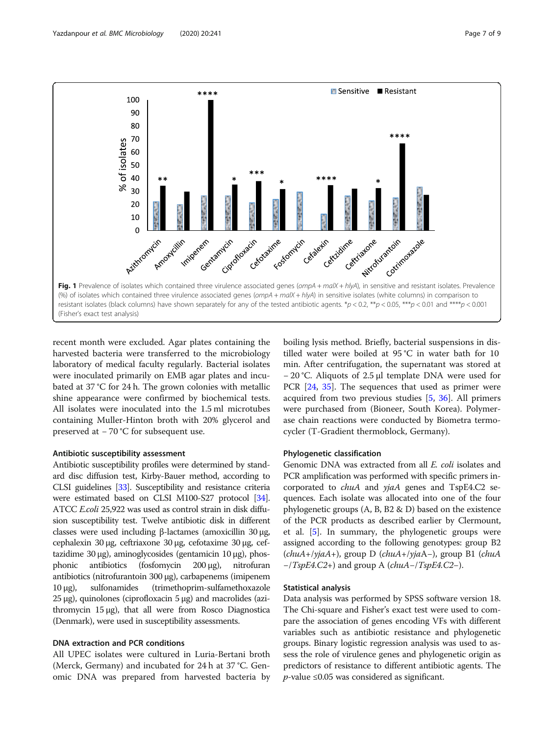**Fig. 1** Prevalence of isolates which contained three virulence associated genes (*ompA* + *malX* + *hlyA*), in sensitive and resistant isolates. Prevalence (%) of isolates which contained three virulence associated genes (*ompA* + *malX* + *hlyA*) in sensitive isolates (white columns) in comparison to resistant isolates (black columns) have shown separately for any of the tested antibiotic agents. *$p < 0.2$, **$p < 0.05$, ***$p < 0.01$ and ****$p < 0.001$ (Fisher's exact test analysis)

recent month were excluded. Agar plates containing the harvested bacteria were transferred to the microbiology laboratory of medical faculty regularly. Bacterial isolates were inoculated primarily on EMB agar plates and incubated at 37 °C for 24 h. The grown colonies with metallic shine appearance were confirmed by biochemical tests. All isolates were inoculated into the 1.5 ml microtubes containing Muller-Hinton broth with 20% glycerol and preserved at − 70 °C for subsequent use.

### Antibiotic susceptibility assessment

Antibiotic susceptibility profiles were determined by standard disc diffusion test, Kirby-Bauer method, according to CLSI guidelines [33]. Susceptibility and resistance criteria were estimated based on CLSI M100-S27 protocol [34]. ATCC *E.coli* 25,922 was used as control strain in disk diffusion susceptibility test. Twelve antibiotic disk in different classes were used including β-lactames (amoxicillin 30 μg, cephalexin 30 μg, ceftriaxone 30 μg, cefotaxime 30 μg, ceftazidime 30 μg), aminoglycosides (gentamicin 10 μg), phosphonic antibiotics (fosfomycin 200 μg), nitrofuran antibiotics (nitrofurantoin 300 μg), carbapenems (imipenem 10 μg), sulfonamides (trimethoprim-sulfamethoxazole 25 μg), quinolones (ciprofloxacin 5 μg) and macrolides (azithromycin 15 μg), that all were from Rosco Diagnostica (Denmark), were used in susceptibility assessments.

### DNA extraction and PCR conditions

All UPEC isolates were cultured in Luria-Bertani broth (Merck, Germany) and incubated for 24 h at 37 °C. Genomic DNA was prepared from harvested bacteria by boiling lysis method. Briefly, bacterial suspensions in distilled water were boiled at 95 °C in water bath for 10 min. After centrifugation, the supernatant was stored at − 20 °C. Aliquots of 2.5 μl template DNA were used for PCR [24, 35]. The sequences that used as primer were acquired from two previous studies [5, 36]. All primers were purchased from (Bioneer, South Korea). Polymerase chain reactions were conducted by Biometra termocycler (T-Gradient thermoblock, Germany).

### Phylogenetic classification

Genomic DNA was extracted from all *E. coli* isolates and PCR amplification was performed with specific primers incorporated to *chuA* and *yjaA* genes and TspE4.C2 sequences. Each isolate was allocated into one of the four phylogenetic groups (A, B, B2 & D) based on the existence of the PCR products as described earlier by Clermount, et al. [5]. In summary, the phylogenetic groups were assigned according to the following genotypes: group B2 (*chuA*+/*yjaA*+), group D (*chuA*+/*yja*A−), group B1 (*chuA* −/*TspE4.C2*+) and group A (*chuA*−/*TspE4.C2*−).

### Statistical analysis

Data analysis was performed by SPSS software version 18. The Chi-square and Fisher's exact test were used to compare the association of genes encoding VFs with different variables such as antibiotic resistance and phylogenetic groups. Binary logistic regression analysis was used to assess the role of virulence genes and phylogenetic origin as predictors of resistance to different antibiotic agents. The *p*-value ≤0.05 was considered as significant.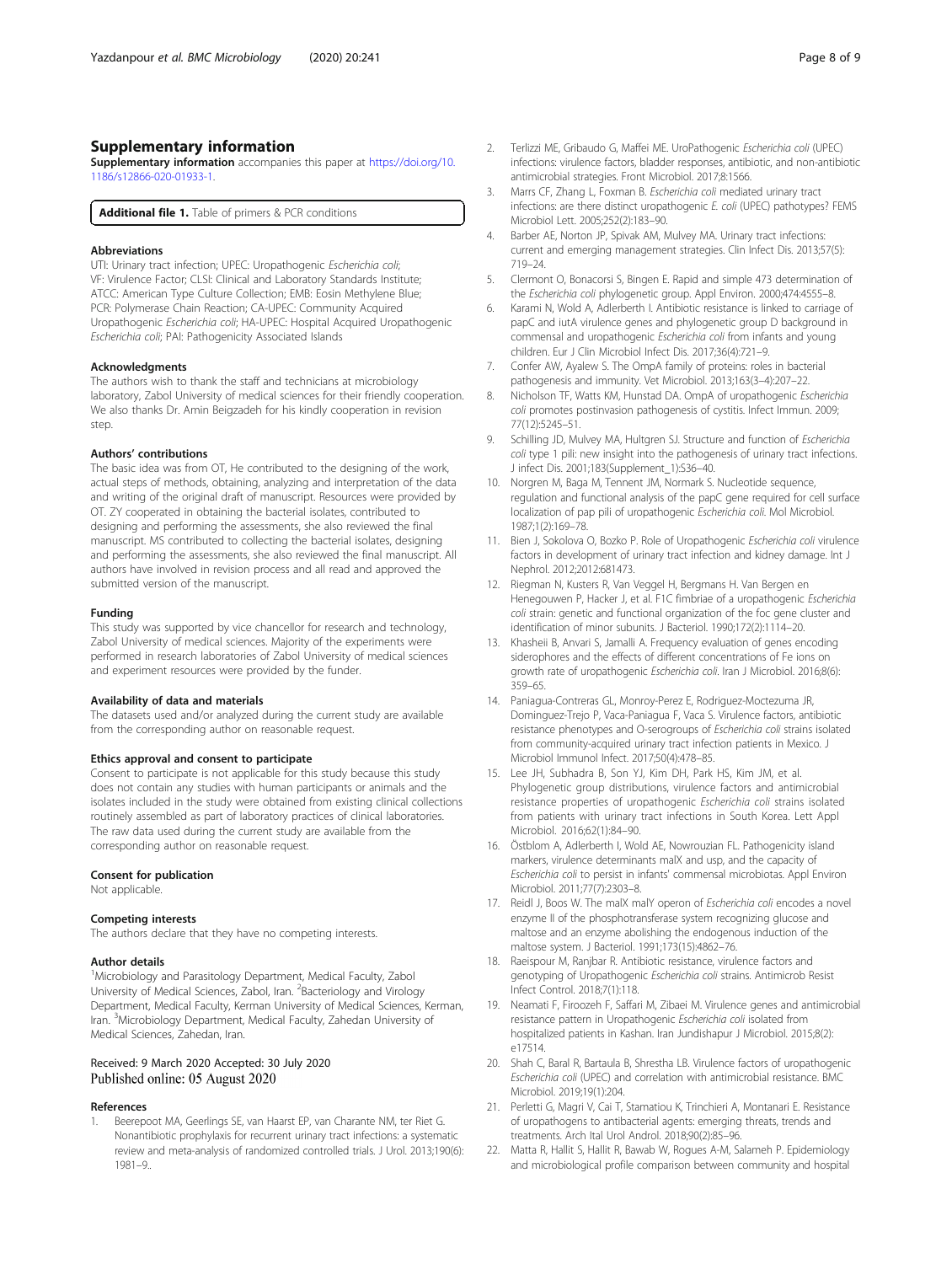## Supplementary information

**Supplementary information** accompanies this paper at https://doi.org/10.1186/s12866-020-01933-1.

**Additional file 1.** Table of primers & PCR conditions

### Abbreviations

UTI: Urinary tract infection; UPEC: Uropathogenic *Escherichia coli*; VF: Virulence Factor; CLSI: Clinical and Laboratory Standards Institute; ATCC: American Type Culture Collection; EMB: Eosin Methylene Blue; PCR: Polymerase Chain Reaction; CA-UPEC: Community Acquired Uropathogenic *Escherichia coli*; HA-UPEC: Hospital Acquired Uropathogenic *Escherichia coli*; PAI: Pathogenicity Associated Islands

### Acknowledgments

The authors wish to thank the staff and technicians at microbiology laboratory, Zabol University of medical sciences for their friendly cooperation. We also thanks Dr. Amin Beigzadeh for his kindly cooperation in revision step.

### Authors' contributions

The basic idea was from OT, He contributed to the designing of the work, actual steps of methods, obtaining, analyzing and interpretation of the data and writing of the original draft of manuscript. Resources were provided by OT. ZY cooperated in obtaining the bacterial isolates, contributed to designing and performing the assessments, she also reviewed the final manuscript. MS contributed to collecting the bacterial isolates, designing and performing the assessments, she also reviewed the final manuscript. All authors have involved in revision process and all read and approved the submitted version of the manuscript.

### Funding

This study was supported by vice chancellor for research and technology, Zabol University of medical sciences. Majority of the experiments were performed in research laboratories of Zabol University of medical sciences and experiment resources were provided by the funder.

### Availability of data and materials

The datasets used and/or analyzed during the current study are available from the corresponding author on reasonable request.

### Ethics approval and consent to participate

Consent to participate is not applicable for this study because this study does not contain any studies with human participants or animals and the isolates included in the study were obtained from existing clinical collections routinely assembled as part of laboratory practices of clinical laboratories. The raw data used during the current study are available from the corresponding author on reasonable request.

### Consent for publication

Not applicable.

### Competing interests

The authors declare that they have no competing interests.

### Author details

[1]Microbiology and Parasitology Department, Medical Faculty, Zabol University of Medical Sciences, Zabol, Iran. [2]Bacteriology and Virology Department, Medical Faculty, Kerman University of Medical Sciences, Kerman, Iran. [3]Microbiology Department, Medical Faculty, Zahedan University of Medical Sciences, Zahedan, Iran.

Received: 9 March 2020 Accepted: 30 July 2020
Published online: 05 August 2020

### References

1. Beerepoot MA, Geerlings SE, van Haarst EP, van Charante NM, ter Riet G. Nonantibiotic prophylaxis for recurrent urinary tract infections: a systematic review and meta-analysis of randomized controlled trials. J Urol. 2013;190(6):1981–9..
2. Terlizzi ME, Gribaudo G, Maffei ME. UroPathogenic *Escherichia coli* (UPEC) infections: virulence factors, bladder responses, antibiotic, and non-antibiotic antimicrobial strategies. Front Microbiol. 2017;8:1566.
3. Marrs CF, Zhang L, Foxman B. *Escherichia coli* mediated urinary tract infections: are there distinct uropathogenic *E. coli* (UPEC) pathotypes? FEMS Microbiol Lett. 2005;252(2):183–90.
4. Barber AE, Norton JP, Spivak AM, Mulvey MA. Urinary tract infections: current and emerging management strategies. Clin Infect Dis. 2013;57(5):719–24.
5. Clermont O, Bonacorsi S, Bingen E. Rapid and simple 473 determination of the *Escherichia coli* phylogenetic group. Appl Environ. 2000;474:4555–8.
6. Karami N, Wold A, Adlerberth I. Antibiotic resistance is linked to carriage of papC and iutA virulence genes and phylogenetic group D background in commensal and uropathogenic *Escherichia coli* from infants and young children. Eur J Clin Microbiol Infect Dis. 2017;36(4):721–9.
7. Confer AW, Ayalew S. The OmpA family of proteins: roles in bacterial pathogenesis and immunity. Vet Microbiol. 2013;163(3–4):207–22.
8. Nicholson TF, Watts KM, Hunstad DA. OmpA of uropathogenic *Escherichia coli* promotes postinvasion pathogenesis of cystitis. Infect Immun. 2009;77(12):5245–51.
9. Schilling JD, Mulvey MA, Hultgren SJ. Structure and function of *Escherichia coli* type 1 pili: new insight into the pathogenesis of urinary tract infections. J infect Dis. 2001;183(Supplement_1):S36–40.
10. Norgren M, Baga M, Tennent JM, Normark S. Nucleotide sequence, regulation and functional analysis of the papC gene required for cell surface localization of pap pili of uropathogenic *Escherichia coli*. Mol Microbiol. 1987;1(2):169–78.
11. Bien J, Sokolova O, Bozko P. Role of Uropathogenic *Escherichia coli* virulence factors in development of urinary tract infection and kidney damage. Int J Nephrol. 2012;2012:681473.
12. Riegman N, Kusters R, Van Veggel H, Bergmans H. Van Bergen en Henegouwen P, Hacker J, et al. F1C fimbriae of a uropathogenic *Escherichia coli* strain: genetic and functional organization of the foc gene cluster and identification of minor subunits. J Bacteriol. 1990;172(2):1114–20.
13. Khasheii B, Anvari S, Jamalli A. Frequency evaluation of genes encoding siderophores and the effects of different concentrations of Fe ions on growth rate of uropathogenic *Escherichia coli*. Iran J Microbiol. 2016;8(6):359–65.
14. Paniagua-Contreras GL, Monroy-Perez E, Rodriguez-Moctezuma JR, Dominguez-Trejo P, Vaca-Paniagua F, Vaca S. Virulence factors, antibiotic resistance phenotypes and O-serogroups of *Escherichia coli* strains isolated from community-acquired urinary tract infection patients in Mexico. J Microbiol Immunol Infect. 2017;50(4):478–85.
15. Lee JH, Subhadra B, Son YJ, Kim DH, Park HS, Kim JM, et al. Phylogenetic group distributions, virulence factors and antimicrobial resistance properties of uropathogenic *Escherichia coli* strains isolated from patients with urinary tract infections in South Korea. Lett Appl Microbiol. 2016;62(1):84–90.
16. Östblom A, Adlerberth I, Wold AE, Nowrouzian FL. Pathogenicity island markers, virulence determinants malX and usp, and the capacity of *Escherichia coli* to persist in infants' commensal microbiotas. Appl Environ Microbiol. 2011;77(7):2303–8.
17. Reidl J, Boos W. The malX malY operon of *Escherichia coli* encodes a novel enzyme II of the phosphotransferase system recognizing glucose and maltose and an enzyme abolishing the endogenous induction of the maltose system. J Bacteriol. 1991;173(15):4862–76.
18. Raeispour M, Ranjbar R. Antibiotic resistance, virulence factors and genotyping of Uropathogenic *Escherichia coli* strains. Antimicrob Resist Infect Control. 2018;7(1):118.
19. Neamati F, Firoozeh F, Saffari M, Zibaei M. Virulence genes and antimicrobial resistance pattern in Uropathogenic *Escherichia coli* isolated from hospitalized patients in Kashan. Iran Jundishapur J Microbiol. 2015;8(2):e17514.
20. Shah C, Baral R, Bartaula B, Shrestha LB. Virulence factors of uropathogenic *Escherichia coli* (UPEC) and correlation with antimicrobial resistance. BMC Microbiol. 2019;19(1):204.
21. Perletti G, Magri V, Cai T, Stamatiou K, Trinchieri A, Montanari E. Resistance of uropathogens to antibacterial agents: emerging threats, trends and treatments. Arch Ital Urol Androl. 2018;90(2):85–96.
22. Matta R, Hallit S, Hallit R, Bawab W, Rogues A-M, Salameh P. Epidemiology and microbiological profile comparison between community and hospital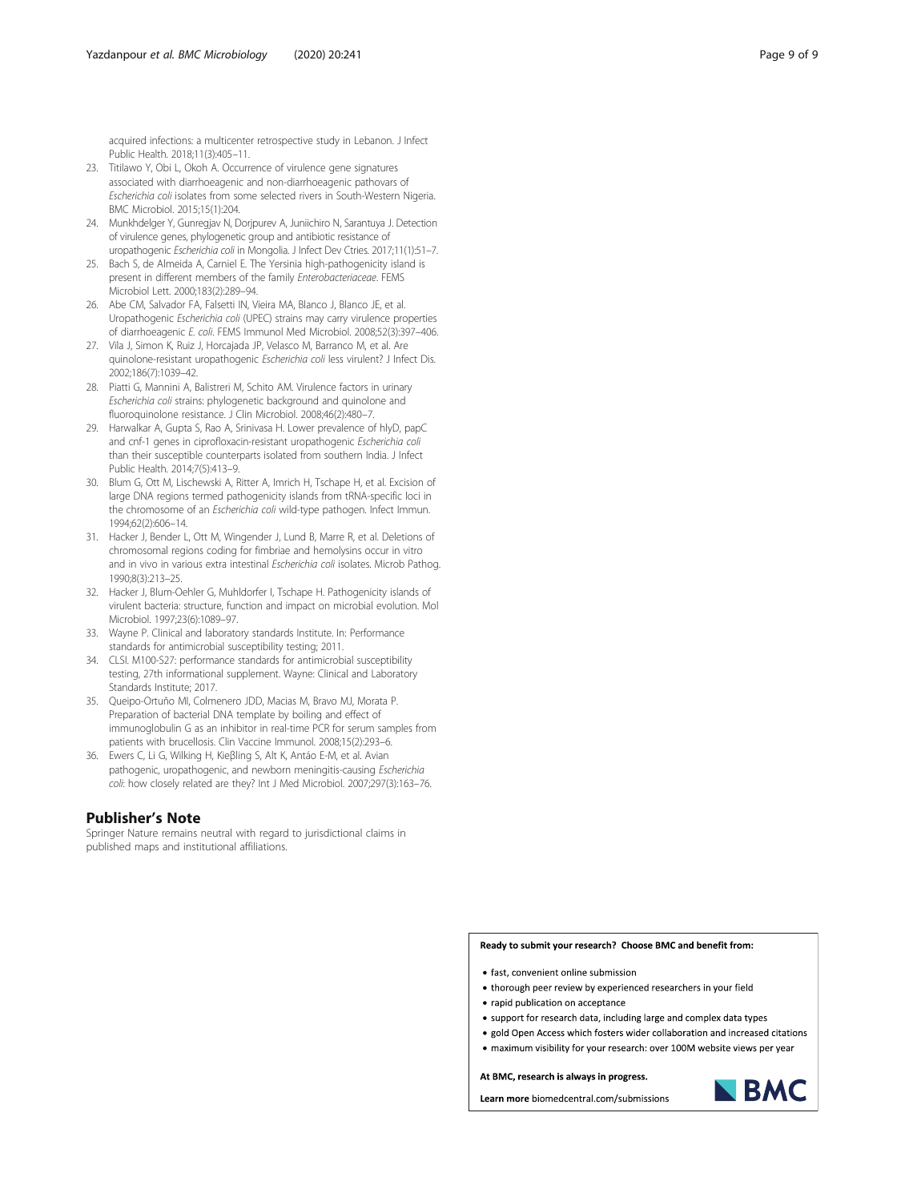acquired infections: a multicenter retrospective study in Lebanon. J Infect Public Health. 2018;11(3):405–11.

23. Titilawo Y, Obi L, Okoh A. Occurrence of virulence gene signatures associated with diarrhoeagenic and non-diarrhoeagenic pathovars of *Escherichia coli* isolates from some selected rivers in South-Western Nigeria. BMC Microbiol. 2015;15(1):204.
24. Munkhdelger Y, Gunregjav N, Dorjpurev A, Juniichiro N, Sarantuya J. Detection of virulence genes, phylogenetic group and antibiotic resistance of uropathogenic *Escherichia coli* in Mongolia. J Infect Dev Ctries. 2017;11(1):51–7.
25. Bach S, de Almeida A, Carniel E. The Yersinia high-pathogenicity island is present in different members of the family *Enterobacteriaceae*. FEMS Microbiol Lett. 2000;183(2):289–94.
26. Abe CM, Salvador FA, Falsetti IN, Vieira MA, Blanco J, Blanco JE, et al. Uropathogenic *Escherichia coli* (UPEC) strains may carry virulence properties of diarrhoeagenic *E. coli*. FEMS Immunol Med Microbiol. 2008;52(3):397–406.
27. Vila J, Simon K, Ruiz J, Horcajada JP, Velasco M, Barranco M, et al. Are quinolone-resistant uropathogenic *Escherichia coli* less virulent? J Infect Dis. 2002;186(7):1039–42.
28. Piatti G, Mannini A, Balistreri M, Schito AM. Virulence factors in urinary *Escherichia coli* strains: phylogenetic background and quinolone and fluoroquinolone resistance. J Clin Microbiol. 2008;46(2):480–7.
29. Harwalkar A, Gupta S, Rao A, Srinivasa H. Lower prevalence of hlyD, papC and cnf-1 genes in ciprofloxacin-resistant uropathogenic *Escherichia coli* than their susceptible counterparts isolated from southern India. J Infect Public Health. 2014;7(5):413–9.
30. Blum G, Ott M, Lischewski A, Ritter A, Imrich H, Tschape H, et al. Excision of large DNA regions termed pathogenicity islands from tRNA-specific loci in the chromosome of an *Escherichia coli* wild-type pathogen. Infect Immun. 1994;62(2):606–14.
31. Hacker J, Bender L, Ott M, Wingender J, Lund B, Marre R, et al. Deletions of chromosomal regions coding for fimbriae and hemolysins occur in vitro and in vivo in various extra intestinal *Escherichia coli* isolates. Microb Pathog. 1990;8(3):213–25.
32. Hacker J, Blum-Oehler G, Muhldorfer I, Tschape H. Pathogenicity islands of virulent bacteria: structure, function and impact on microbial evolution. Mol Microbiol. 1997;23(6):1089–97.
33. Wayne P. Clinical and laboratory standards Institute. In: Performance standards for antimicrobial susceptibility testing; 2011.
34. CLSI. M100-S27: performance standards for antimicrobial susceptibility testing, 27th informational supplement. Wayne: Clinical and Laboratory Standards Institute; 2017.
35. Queipo-Ortuño MI, Colmenero JDD, Macias M, Bravo MJ, Morata P. Preparation of bacterial DNA template by boiling and effect of immunoglobulin G as an inhibitor in real-time PCR for serum samples from patients with brucellosis. Clin Vaccine Immunol. 2008;15(2):293–6.
36. Ewers C, Li G, Wilking H, Kieβling S, Alt K, Antáo E-M, et al. Avian pathogenic, uropathogenic, and newborn meningitis-causing *Escherichia coli*: how closely related are they? Int J Med Microbiol. 2007;297(3):163–76.

## Publisher's Note

Springer Nature remains neutral with regard to jurisdictional claims in published maps and institutional affiliations.

**Ready to submit your research? Choose BMC and benefit from:**

- fast, convenient online submission
- thorough peer review by experienced researchers in your field
- rapid publication on acceptance
- support for research data, including large and complex data types
- gold Open Access which fosters wider collaboration and increased citations
- maximum visibility for your research: over 100M website views per year

**At BMC, research is always in progress.**

**Learn more** biomedcentral.com/submissions

BMC